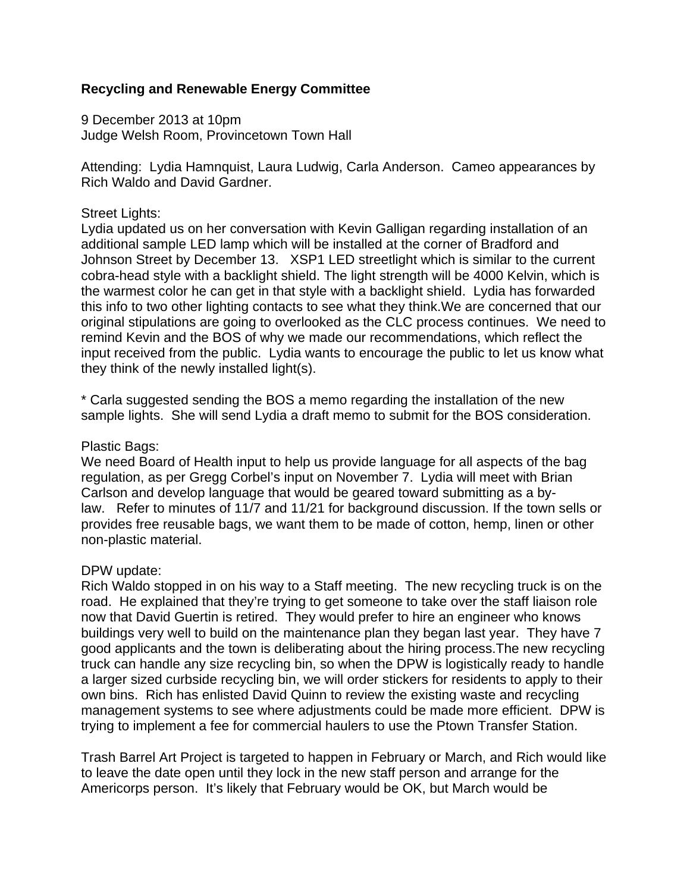**Recycling and Renewable Energy Committee**

9 December 2013 at 10pm
Judge Welsh Room, Provincetown Town Hall

Attending: Lydia Hamnquist, Laura Ludwig, Carla Anderson. Cameo appearances by Rich Waldo and David Gardner.

Street Lights:
Lydia updated us on her conversation with Kevin Galligan regarding installation of an additional sample LED lamp which will be installed at the corner of Bradford and Johnson Street by December 13. XSP1 LED streetlight which is similar to the current cobra-head style with a backlight shield. The light strength will be 4000 Kelvin, which is the warmest color he can get in that style with a backlight shield. Lydia has forwarded this info to two other lighting contacts to see what they think.We are concerned that our original stipulations are going to overlooked as the CLC process continues. We need to remind Kevin and the BOS of why we made our recommendations, which reflect the input received from the public. Lydia wants to encourage the public to let us know what they think of the newly installed light(s).

* Carla suggested sending the BOS a memo regarding the installation of the new sample lights. She will send Lydia a draft memo to submit for the BOS consideration.

Plastic Bags:
We need Board of Health input to help us provide language for all aspects of the bag regulation, as per Gregg Corbel's input on November 7. Lydia will meet with Brian Carlson and develop language that would be geared toward submitting as a by-law. Refer to minutes of 11/7 and 11/21 for background discussion. If the town sells or provides free reusable bags, we want them to be made of cotton, hemp, linen or other non-plastic material.

DPW update:
Rich Waldo stopped in on his way to a Staff meeting. The new recycling truck is on the road. He explained that they're trying to get someone to take over the staff liaison role now that David Guertin is retired. They would prefer to hire an engineer who knows buildings very well to build on the maintenance plan they began last year. They have 7 good applicants and the town is deliberating about the hiring process.The new recycling truck can handle any size recycling bin, so when the DPW is logistically ready to handle a larger sized curbside recycling bin, we will order stickers for residents to apply to their own bins. Rich has enlisted David Quinn to review the existing waste and recycling management systems to see where adjustments could be made more efficient. DPW is trying to implement a fee for commercial haulers to use the Ptown Transfer Station.

Trash Barrel Art Project is targeted to happen in February or March, and Rich would like to leave the date open until they lock in the new staff person and arrange for the Americorps person. It's likely that February would be OK, but March would be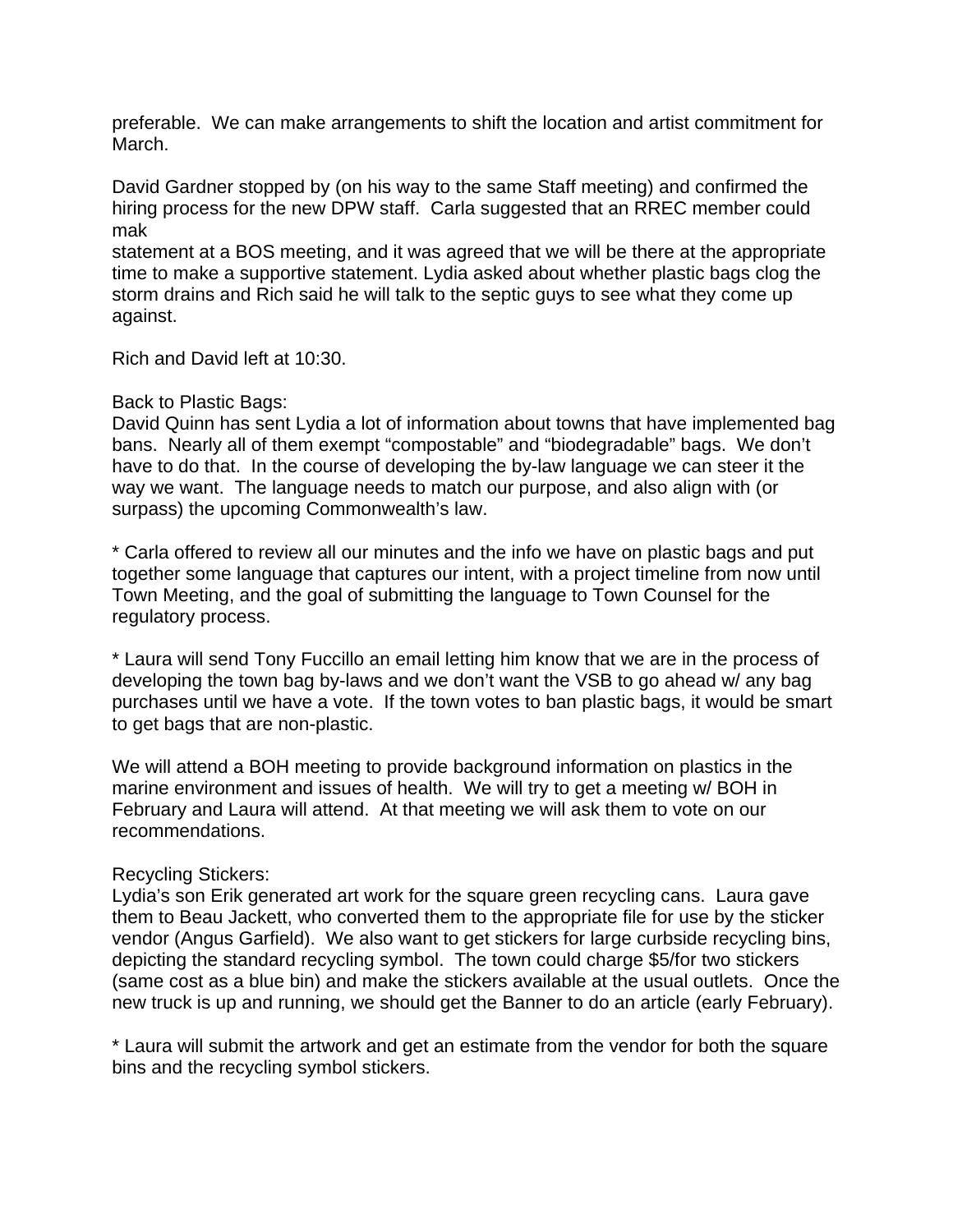preferable. We can make arrangements to shift the location and artist commitment for March.

David Gardner stopped by (on his way to the same Staff meeting) and confirmed the hiring process for the new DPW staff. Carla suggested that an RREC member could mak

statement at a BOS meeting, and it was agreed that we will be there at the appropriate time to make a supportive statement. Lydia asked about whether plastic bags clog the storm drains and Rich said he will talk to the septic guys to see what they come up against.

Rich and David left at 10:30.

Back to Plastic Bags:
David Quinn has sent Lydia a lot of information about towns that have implemented bag bans. Nearly all of them exempt "compostable" and "biodegradable" bags. We don't have to do that. In the course of developing the by-law language we can steer it the way we want. The language needs to match our purpose, and also align with (or surpass) the upcoming Commonwealth's law.

* Carla offered to review all our minutes and the info we have on plastic bags and put together some language that captures our intent, with a project timeline from now until Town Meeting, and the goal of submitting the language to Town Counsel for the regulatory process.

* Laura will send Tony Fuccillo an email letting him know that we are in the process of developing the town bag by-laws and we don't want the VSB to go ahead w/ any bag purchases until we have a vote. If the town votes to ban plastic bags, it would be smart to get bags that are non-plastic.

We will attend a BOH meeting to provide background information on plastics in the marine environment and issues of health. We will try to get a meeting w/ BOH in February and Laura will attend. At that meeting we will ask them to vote on our recommendations.

Recycling Stickers:
Lydia's son Erik generated art work for the square green recycling cans. Laura gave them to Beau Jackett, who converted them to the appropriate file for use by the sticker vendor (Angus Garfield). We also want to get stickers for large curbside recycling bins, depicting the standard recycling symbol. The town could charge $5/for two stickers (same cost as a blue bin) and make the stickers available at the usual outlets. Once the new truck is up and running, we should get the Banner to do an article (early February).

* Laura will submit the artwork and get an estimate from the vendor for both the square bins and the recycling symbol stickers.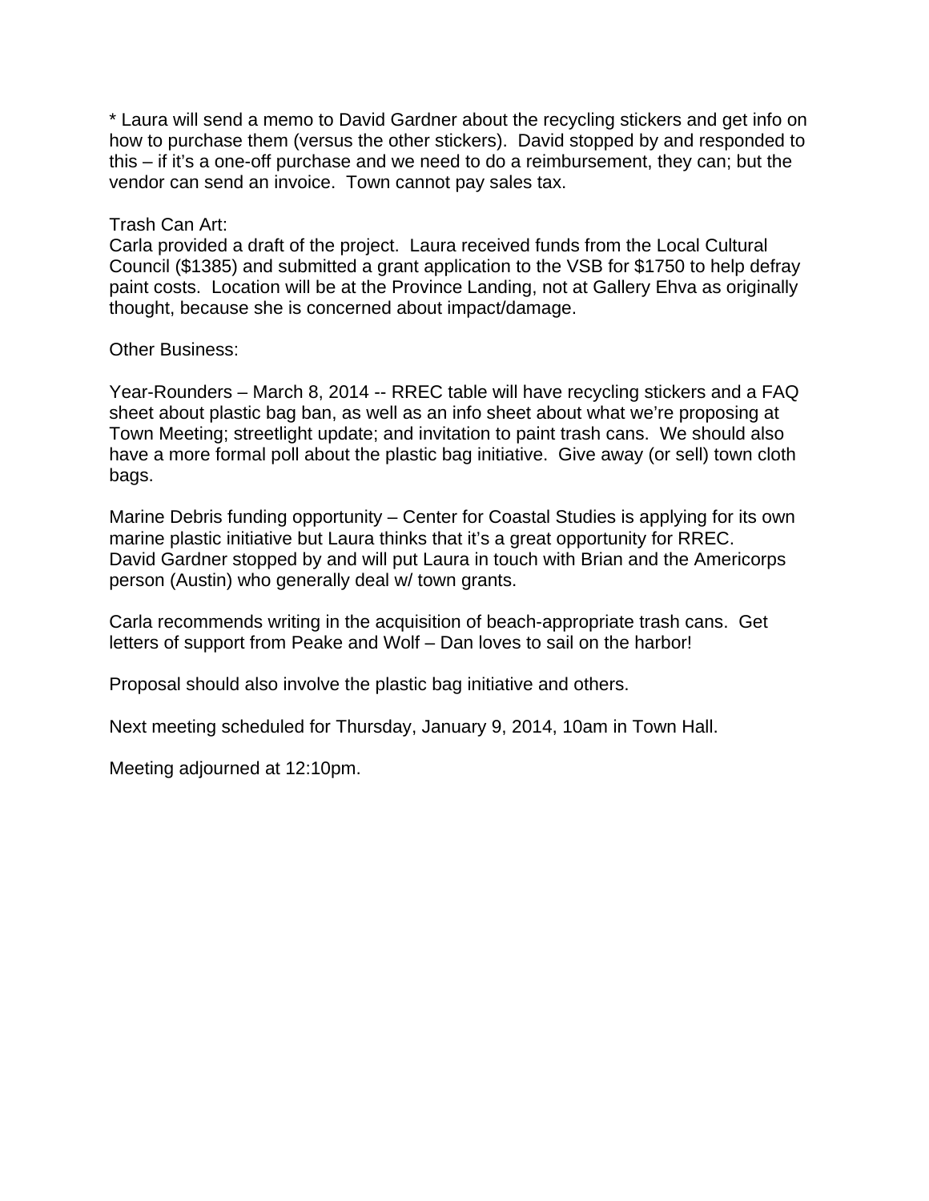* Laura will send a memo to David Gardner about the recycling stickers and get info on how to purchase them (versus the other stickers). David stopped by and responded to this – if it's a one-off purchase and we need to do a reimbursement, they can; but the vendor can send an invoice. Town cannot pay sales tax.

Trash Can Art:
Carla provided a draft of the project. Laura received funds from the Local Cultural Council ($1385) and submitted a grant application to the VSB for $1750 to help defray paint costs. Location will be at the Province Landing, not at Gallery Ehva as originally thought, because she is concerned about impact/damage.

Other Business:

Year-Rounders – March 8, 2014 -- RREC table will have recycling stickers and a FAQ sheet about plastic bag ban, as well as an info sheet about what we're proposing at Town Meeting; streetlight update; and invitation to paint trash cans. We should also have a more formal poll about the plastic bag initiative. Give away (or sell) town cloth bags.

Marine Debris funding opportunity – Center for Coastal Studies is applying for its own marine plastic initiative but Laura thinks that it's a great opportunity for RREC. David Gardner stopped by and will put Laura in touch with Brian and the Americorps person (Austin) who generally deal w/ town grants.

Carla recommends writing in the acquisition of beach-appropriate trash cans. Get letters of support from Peake and Wolf – Dan loves to sail on the harbor!

Proposal should also involve the plastic bag initiative and others.

Next meeting scheduled for Thursday, January 9, 2014, 10am in Town Hall.

Meeting adjourned at 12:10pm.